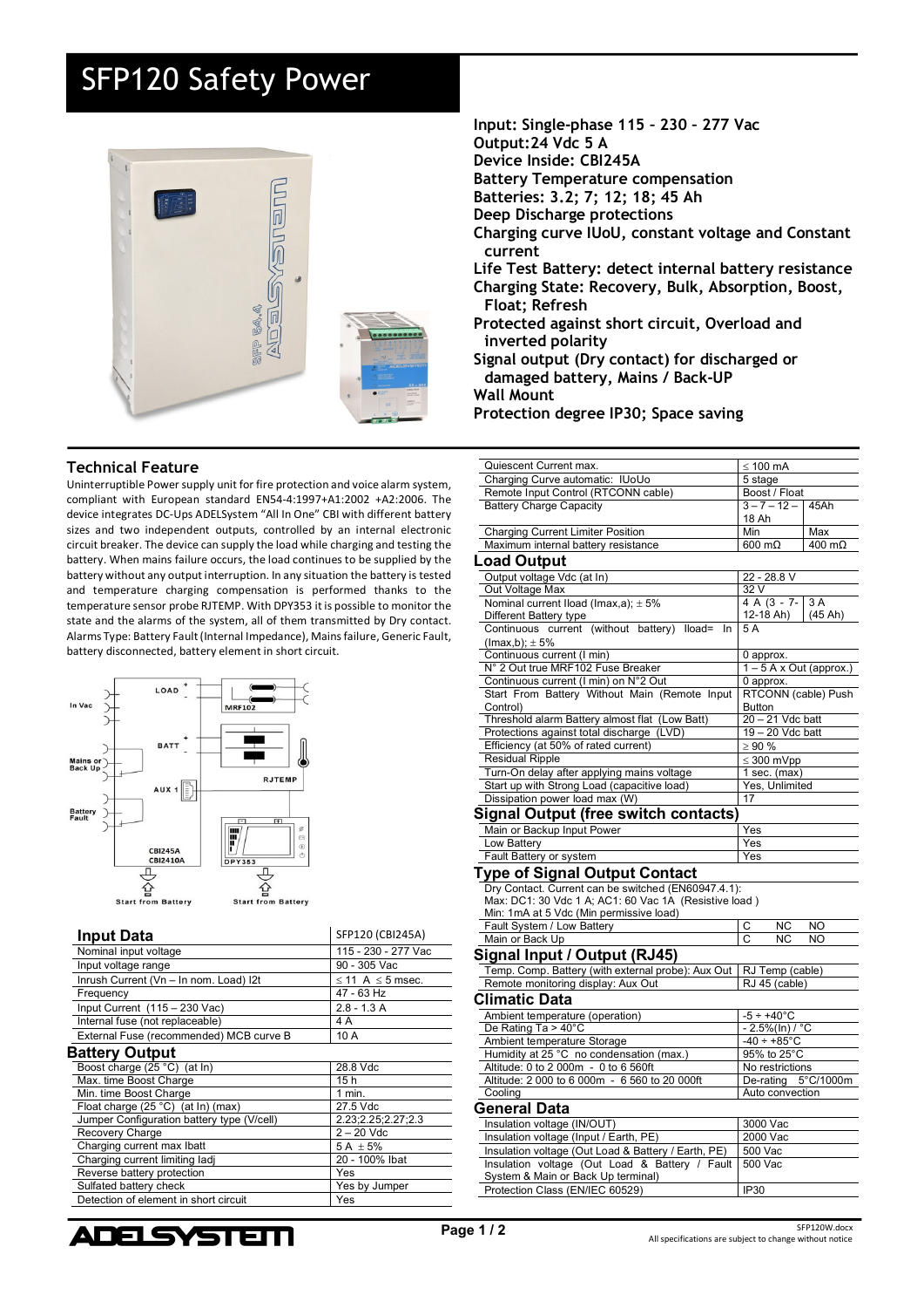# SFP120 Safety Power

**Input: Single-phase 115 – 230 – 277 Vac**
**Output:24 Vdc 5 A**
**Device Inside: CBI245A**
**Battery Temperature compensation**
**Batteries: 3.2; 7; 12; 18; 45 Ah**
**Deep Discharge protections**
**Charging curve IUoU, constant voltage and Constant current**
**Life Test Battery: detect internal battery resistance**
**Charging State: Recovery, Bulk, Absorption, Boost, Float; Refresh**
**Protected against short circuit, Overload and inverted polarity**
**Signal output (Dry contact) for discharged or damaged battery, Mains / Back-UP**
**Wall Mount**
**Protection degree IP30; Space saving**

## Technical Feature

Uninterruptible Power supply unit for fire protection and voice alarm system, compliant with European standard EN54-4:1997+A1:2002 +A2:2006. The device integrates DC-Ups ADELSystem "All In One" CBI with different battery sizes and two independent outputs, controlled by an internal electronic circuit breaker. The device can supply the load while charging and testing the battery. When mains failure occurs, the load continues to be supplied by the battery without any output interruption. In any situation the battery is tested and temperature charging compensation is performed thanks to the temperature sensor probe RJTEMP. With DPY353 it is possible to monitor the state and the alarms of the system, all of them transmitted by Dry contact. Alarms Type: Battery Fault (Internal Impedance), Mains failure, Generic Fault, battery disconnected, battery element in short circuit.

## Input Data

| | SFP120 (CBI245A) |
|---|---|
| Nominal input voltage | 115 - 230 - 277 Vac |
| Input voltage range | 90 - 305 Vac |
| Inrush Current (Vn – In nom. Load) I2t | ≤ 11 A ≤ 5 msec. |
| Frequency | 47 - 63 Hz |
| Input Current (115 – 230 Vac) | 2.8 - 1.3 A |
| Internal fuse (not replaceable) | 4 A |
| External Fuse (recommended) MCB curve B | 10 A |

## Battery Output

| | |
|---|---|
| Boost charge (25 °C) (at In) | 28.8 Vdc |
| Max. time Boost Charge | 15 h |
| Min. time Boost Charge | 1 min. |
| Float charge (25 °C) (at In) (max) | 27.5 Vdc |
| Jumper Configuration battery type (V/cell) | 2.23;2.25;2.27;2.3 |
| Recovery Charge | 2 – 20 Vdc |
| Charging current max Ibatt | 5 A ± 5% |
| Charging current limiting Iadj | 20 - 100% Ibat |
| Reverse battery protection | Yes |
| Sulfated battery check | Yes by Jumper |
| Detection of element in short circuit | Yes |
| Quiescent Current max. | ≤ 100 mA | |
| Charging Curve automatic: IUoUo | 5 stage | |
| Remote Input Control (RTCONN cable) | Boost / Float | |
| Battery Charge Capacity | 3 – 7 – 12 – 18 Ah | 45Ah |
| Charging Current Limiter Position | Min | Max |
| Maximum internal battery resistance | 600 mΩ | 400 mΩ |

## Load Output

| | | |
|---|---|---|
| Output voltage Vdc (at In) | 22 - 28.8 V | |
| Out Voltage Max | 32 V | |
| Nominal current Iload (Imax,a); ± 5% Different Battery type | 4 A (3 - 7- 12-18 Ah) | 3 A (45 Ah) |
| Continuous current (without battery) Iload= In (Imax,b); ± 5% | 5 A | |
| Continuous current (I min) | 0 approx. | |
| N° 2 Out true MRF102 Fuse Breaker | 1 – 5 A x Out (approx.) | |
| Continuous current (I min) on N°2 Out | 0 approx. | |
| Start From Battery Without Main (Remote Input Control) | RTCONN (cable) Push Button | |
| Threshold alarm Battery almost flat (Low Batt) | 20 – 21 Vdc batt | |
| Protections against total discharge (LVD) | 19 – 20 Vdc batt | |
| Efficiency (at 50% of rated current) | ≥ 90 % | |
| Residual Ripple | ≤ 300 mVpp | |
| Turn-On delay after applying mains voltage | 1 sec. (max) | |
| Start up with Strong Load (capacitive load) | Yes, Unlimited | |
| Dissipation power load max (W) | 17 | |

## Signal Output (free switch contacts)

| | |
|---|---|
| Main or Backup Input Power | Yes |
| Low Battery | Yes |
| Fault Battery or system | Yes |

## Type of Signal Output Contact

Dry Contact. Current can be switched (EN60947.4.1):
Max: DC1: 30 Vdc 1 A; AC1: 60 Vac 1A (Resistive load )
Min: 1mA at 5 Vdc (Min permissive load)

| | | | |
|---|---|---|---|
| Fault System / Low Battery | C | NC | NO |
| Main or Back Up | C | NC | NO |

## Signal Input / Output (RJ45)

| | |
|---|---|
| Temp. Comp. Battery (with external probe): Aux Out | RJ Temp (cable) |
| Remote monitoring display: Aux Out | RJ 45 (cable) |

## Climatic Data

| | |
|---|---|
| Ambient temperature (operation) | -5 ÷ +40°C |
| De Rating Ta > 40°C | - 2.5%(In) / °C |
| Ambient temperature Storage | -40 ÷ +85°C |
| Humidity at 25 °C no condensation (max.) | 95% to 25°C |
| Altitude: 0 to 2 000m - 0 to 6 560ft | No restrictions |
| Altitude: 2 000 to 6 000m - 6 560 to 20 000ft | De-rating 5°C/1000m |
| Cooling | Auto convection |

## General Data

| | |
|---|---|
| Insulation voltage (IN/OUT) | 3000 Vac |
| Insulation voltage (Input / Earth, PE) | 2000 Vac |
| Insulation voltage (Out Load & Battery / Earth, PE) | 500 Vac |
| Insulation voltage (Out Load & Battery / Fault System & Main or Back Up terminal) | 500 Vac |
| Protection Class (EN/IEC 60529) | IP30 |

SFP120W.docx
All specifications are subject to change without notice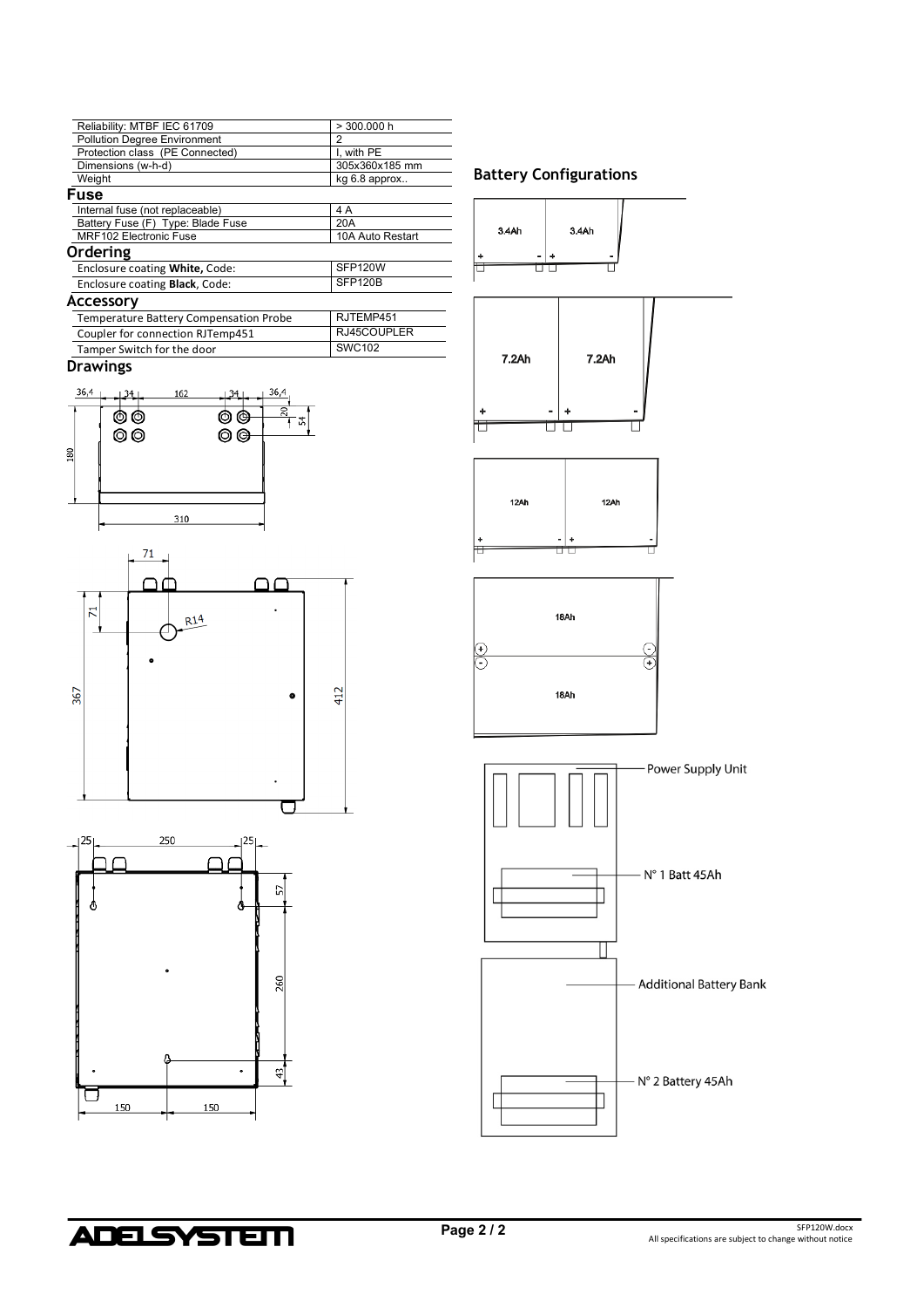| | |
|---|---|
| Reliability: MTBF IEC 61709 | > 300.000 h |
| Pollution Degree Environment | 2 |
| Protection class (PE Connected) | I, with PE |
| Dimensions (w-h-d) | 305x360x185 mm |
| Weight | kg 6.8 approx.. |

## Fuse

| | |
|---|---|
| Internal fuse (not replaceable) | 4 A |
| Battery Fuse (F) Type: Blade Fuse | 20A |
| MRF102 Electronic Fuse | 10A Auto Restart |

## Ordering

| | |
|---|---|
| Enclosure coating **White,** Code: | SFP120W |
| Enclosure coating **Black**, Code: | SFP120B |

## Accessory

| | |
|---|---|
| Temperature Battery Compensation Probe | RJTEMP451 |
| Coupler for connection RJTemp451 | RJ45COUPLER |
| Tamper Switch for the door | SWC102 |

## Drawings

36,4
34
162
34
36,4
20
54
180
310

71
71
R14
367
412

25
250
25
57
260
43
150
150

## Battery Configurations

3.4Ah
3.4Ah
+ - + -

7.2Ah
7.2Ah
+ - + -

12Ah
12Ah
+ - + -

18Ah
18Ah
+ - - +

Power Supply Unit
N° 1 Batt 45Ah
Additional Battery Bank
N° 2 Battery 45Ah